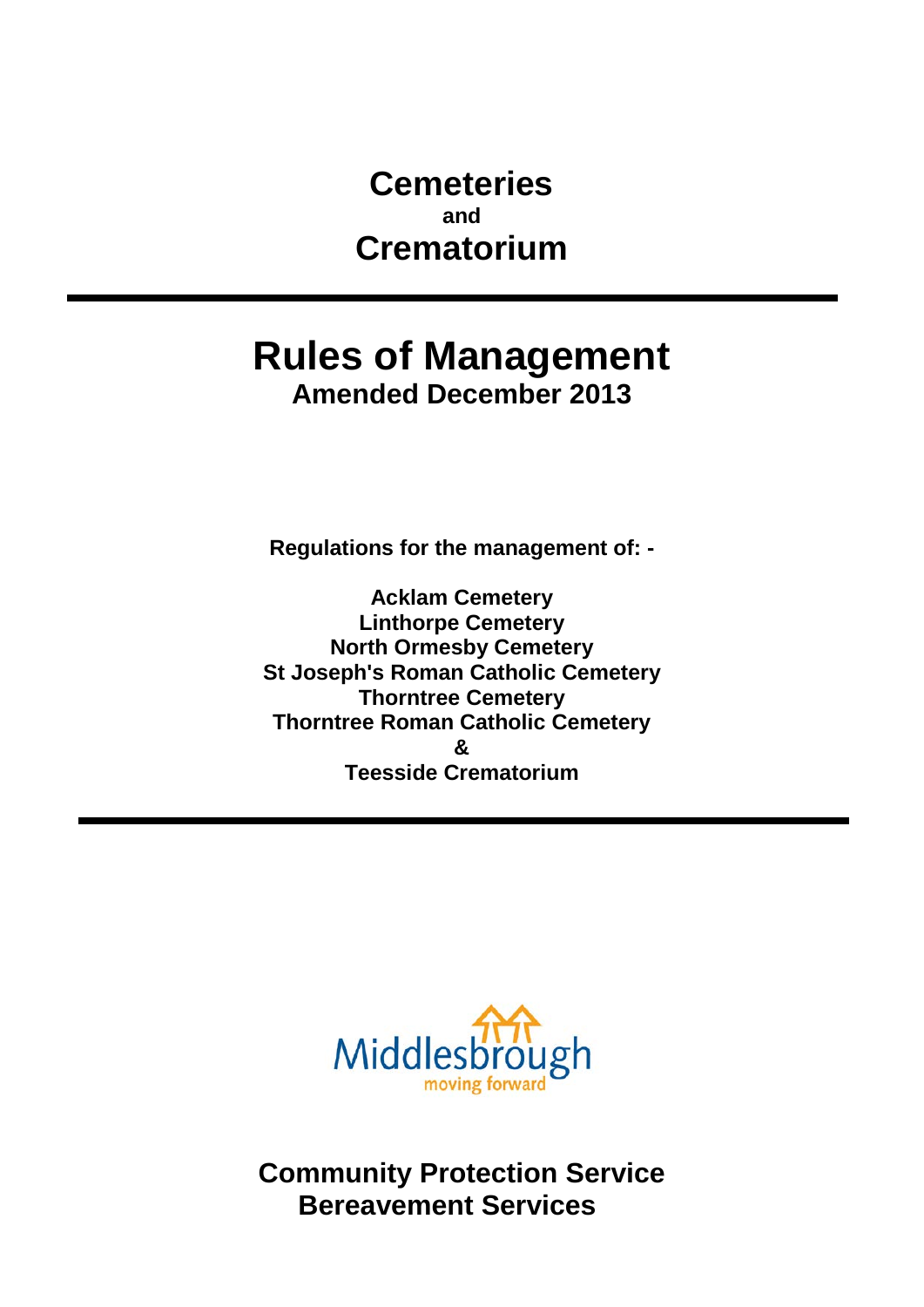# Cemeteries
**and**
# Crematorium

---

# Rules of Management
## Amended December 2013

**Regulations for the management of: -**

**Acklam Cemetery**
**Linthorpe Cemetery**
**North Ormesby Cemetery**
**St Joseph's Roman Catholic Cemetery**
**Thorntree Cemetery**
**Thorntree Roman Catholic Cemetery**
**&**
**Teesside Crematorium**

---

Middlesbrough
moving forward

**Community Protection Service**
**Bereavement Services**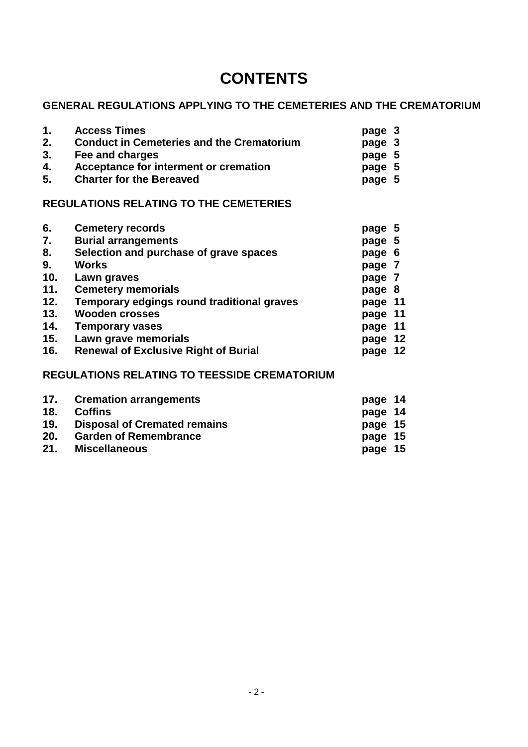# CONTENTS

## GENERAL REGULATIONS APPLYING TO THE CEMETERIES AND THE CREMATORIUM

| | | |
|---|---|---|
| **1.** | **Access Times** | **page 3** |
| **2.** | **Conduct in Cemeteries and the Crematorium** | **page 3** |
| **3.** | **Fee and charges** | **page 5** |
| **4.** | **Acceptance for interment or cremation** | **page 5** |
| **5.** | **Charter for the Bereaved** | **page 5** |

## REGULATIONS RELATING TO THE CEMETERIES

| | | |
|---|---|---|
| **6.** | **Cemetery records** | **page 5** |
| **7.** | **Burial arrangements** | **page 5** |
| **8.** | **Selection and purchase of grave spaces** | **page 6** |
| **9.** | **Works** | **page 7** |
| **10.** | **Lawn graves** | **page 7** |
| **11.** | **Cemetery memorials** | **page 8** |
| **12.** | **Temporary edgings round traditional graves** | **page 11** |
| **13.** | **Wooden crosses** | **page 11** |
| **14.** | **Temporary vases** | **page 11** |
| **15.** | **Lawn grave memorials** | **page 12** |
| **16.** | **Renewal of Exclusive Right of Burial** | **page 12** |

## REGULATIONS RELATING TO TEESSIDE CREMATORIUM

| | | |
|---|---|---|
| **17.** | **Cremation arrangements** | **page 14** |
| **18.** | **Coffins** | **page 14** |
| **19.** | **Disposal of Cremated remains** | **page 15** |
| **20.** | **Garden of Remembrance** | **page 15** |
| **21.** | **Miscellaneous** | **page 15** |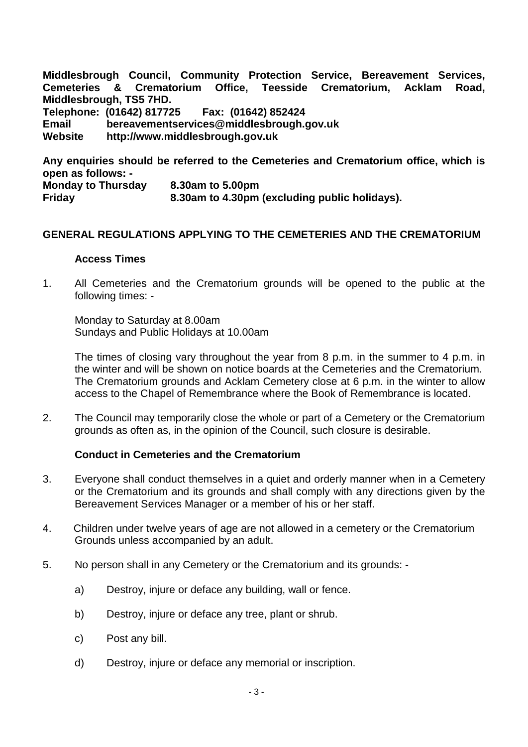**Middlesbrough Council, Community Protection Service, Bereavement Services, Cemeteries & Crematorium Office, Teesside Crematorium, Acklam Road, Middlesbrough, TS5 7HD.**
**Telephone: (01642) 817725 Fax: (01642) 852424**
**Email bereavementservices@middlesbrough.gov.uk**
**Website http://www.middlesbrough.gov.uk**

**Any enquiries should be referred to the Cemeteries and Crematorium office, which is open as follows: -**
**Monday to Thursday 8.30am to 5.00pm**
**Friday 8.30am to 4.30pm (excluding public holidays).**

## GENERAL REGULATIONS APPLYING TO THE CEMETERIES AND THE CREMATORIUM

### Access Times

1. All Cemeteries and the Crematorium grounds will be opened to the public at the following times: -

   Monday to Saturday at 8.00am
   Sundays and Public Holidays at 10.00am

   The times of closing vary throughout the year from 8 p.m. in the summer to 4 p.m. in the winter and will be shown on notice boards at the Cemeteries and the Crematorium. The Crematorium grounds and Acklam Cemetery close at 6 p.m. in the winter to allow access to the Chapel of Remembrance where the Book of Remembrance is located.

2. The Council may temporarily close the whole or part of a Cemetery or the Crematorium grounds as often as, in the opinion of the Council, such closure is desirable.

### Conduct in Cemeteries and the Crematorium

3. Everyone shall conduct themselves in a quiet and orderly manner when in a Cemetery or the Crematorium and its grounds and shall comply with any directions given by the Bereavement Services Manager or a member of his or her staff.

4. Children under twelve years of age are not allowed in a cemetery or the Crematorium Grounds unless accompanied by an adult.

5. No person shall in any Cemetery or the Crematorium and its grounds: -

   a) Destroy, injure or deface any building, wall or fence.

   b) Destroy, injure or deface any tree, plant or shrub.

   c) Post any bill.

   d) Destroy, injure or deface any memorial or inscription.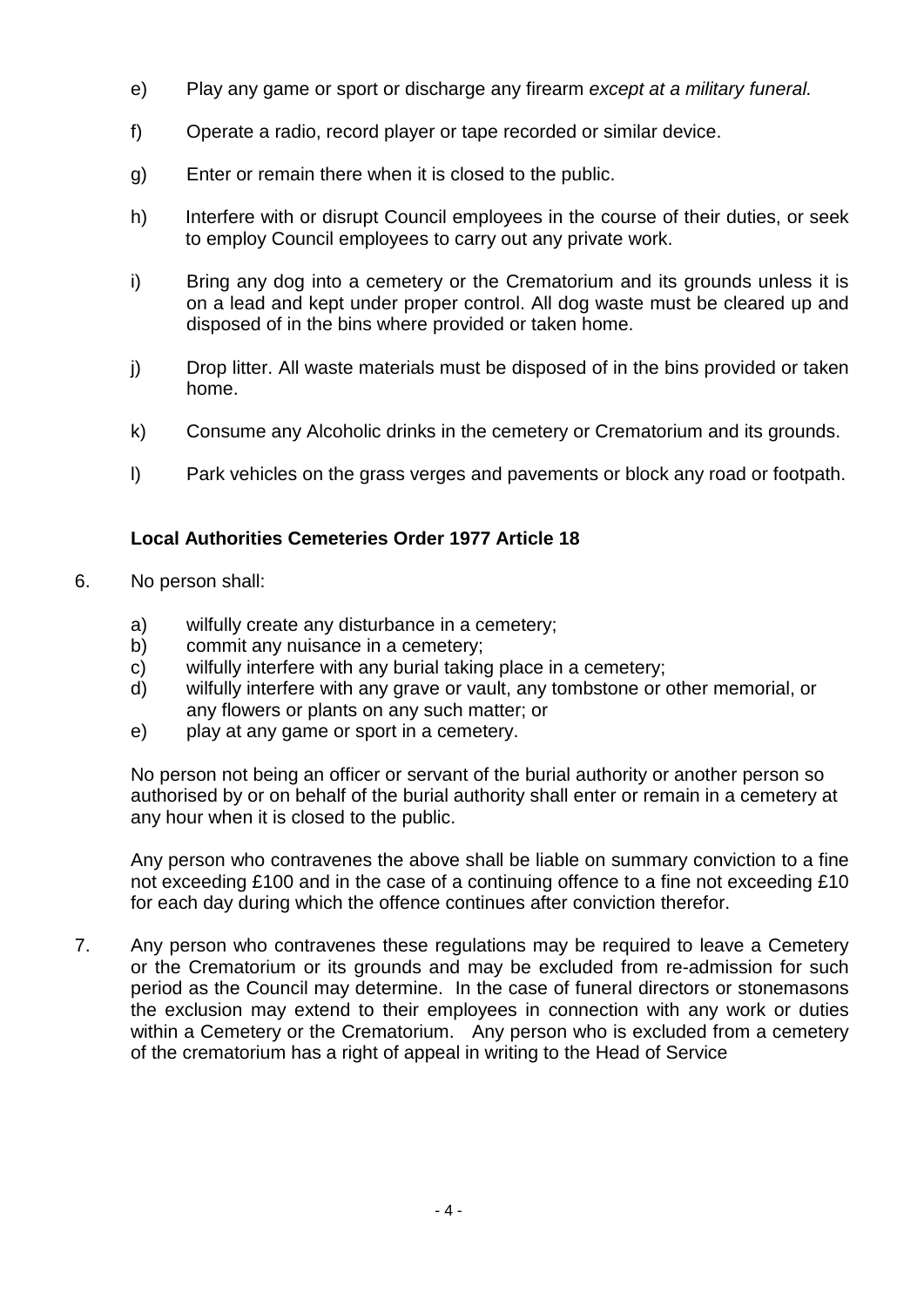e) Play any game or sport or discharge any firearm *except at a military funeral.*

f) Operate a radio, record player or tape recorded or similar device.

g) Enter or remain there when it is closed to the public.

h) Interfere with or disrupt Council employees in the course of their duties, or seek to employ Council employees to carry out any private work.

i) Bring any dog into a cemetery or the Crematorium and its grounds unless it is on a lead and kept under proper control. All dog waste must be cleared up and disposed of in the bins where provided or taken home.

j) Drop litter. All waste materials must be disposed of in the bins provided or taken home.

k) Consume any Alcoholic drinks in the cemetery or Crematorium and its grounds.

l) Park vehicles on the grass verges and pavements or block any road or footpath.

**Local Authorities Cemeteries Order 1977 Article 18**

6. No person shall:

   a) wilfully create any disturbance in a cemetery;
   b) commit any nuisance in a cemetery;
   c) wilfully interfere with any burial taking place in a cemetery;
   d) wilfully interfere with any grave or vault, any tombstone or other memorial, or any flowers or plants on any such matter; or
   e) play at any game or sport in a cemetery.

   No person not being an officer or servant of the burial authority or another person so authorised by or on behalf of the burial authority shall enter or remain in a cemetery at any hour when it is closed to the public.

   Any person who contravenes the above shall be liable on summary conviction to a fine not exceeding £100 and in the case of a continuing offence to a fine not exceeding £10 for each day during which the offence continues after conviction therefor.

7. Any person who contravenes these regulations may be required to leave a Cemetery or the Crematorium or its grounds and may be excluded from re-admission for such period as the Council may determine. In the case of funeral directors or stonemasons the exclusion may extend to their employees in connection with any work or duties within a Cemetery or the Crematorium. Any person who is excluded from a cemetery of the crematorium has a right of appeal in writing to the Head of Service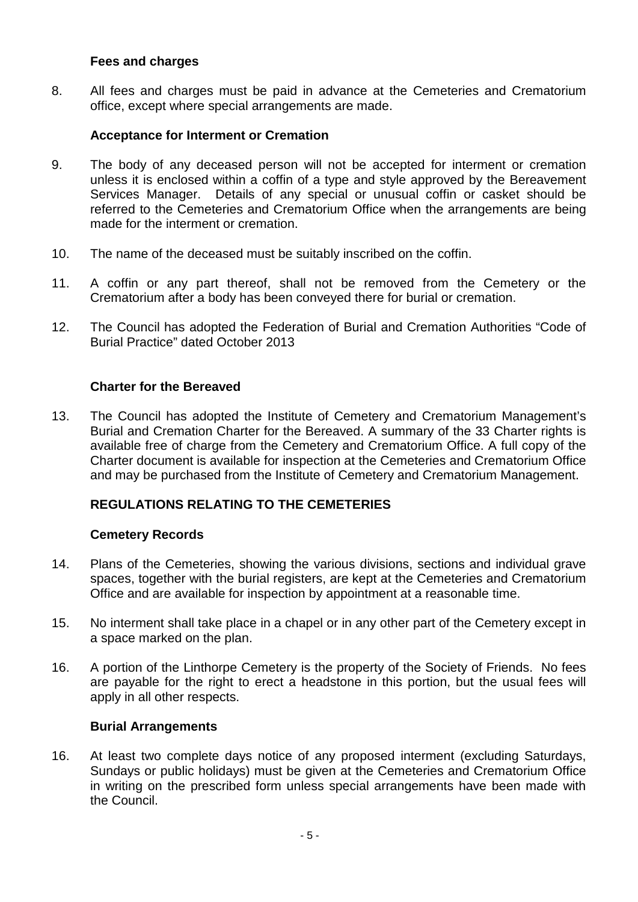**Fees and charges**

8. All fees and charges must be paid in advance at the Cemeteries and Crematorium office, except where special arrangements are made.

**Acceptance for Interment or Cremation**

9. The body of any deceased person will not be accepted for interment or cremation unless it is enclosed within a coffin of a type and style approved by the Bereavement Services Manager. Details of any special or unusual coffin or casket should be referred to the Cemeteries and Crematorium Office when the arrangements are being made for the interment or cremation.

10. The name of the deceased must be suitably inscribed on the coffin.

11. A coffin or any part thereof, shall not be removed from the Cemetery or the Crematorium after a body has been conveyed there for burial or cremation.

12. The Council has adopted the Federation of Burial and Cremation Authorities "Code of Burial Practice" dated October 2013

**Charter for the Bereaved**

13. The Council has adopted the Institute of Cemetery and Crematorium Management's Burial and Cremation Charter for the Bereaved. A summary of the 33 Charter rights is available free of charge from the Cemetery and Crematorium Office. A full copy of the Charter document is available for inspection at the Cemeteries and Crematorium Office and may be purchased from the Institute of Cemetery and Crematorium Management.

**REGULATIONS RELATING TO THE CEMETERIES**

**Cemetery Records**

14. Plans of the Cemeteries, showing the various divisions, sections and individual grave spaces, together with the burial registers, are kept at the Cemeteries and Crematorium Office and are available for inspection by appointment at a reasonable time.

15. No interment shall take place in a chapel or in any other part of the Cemetery except in a space marked on the plan.

16. A portion of the Linthorpe Cemetery is the property of the Society of Friends. No fees are payable for the right to erect a headstone in this portion, but the usual fees will apply in all other respects.

**Burial Arrangements**

16. At least two complete days notice of any proposed interment (excluding Saturdays, Sundays or public holidays) must be given at the Cemeteries and Crematorium Office in writing on the prescribed form unless special arrangements have been made with the Council.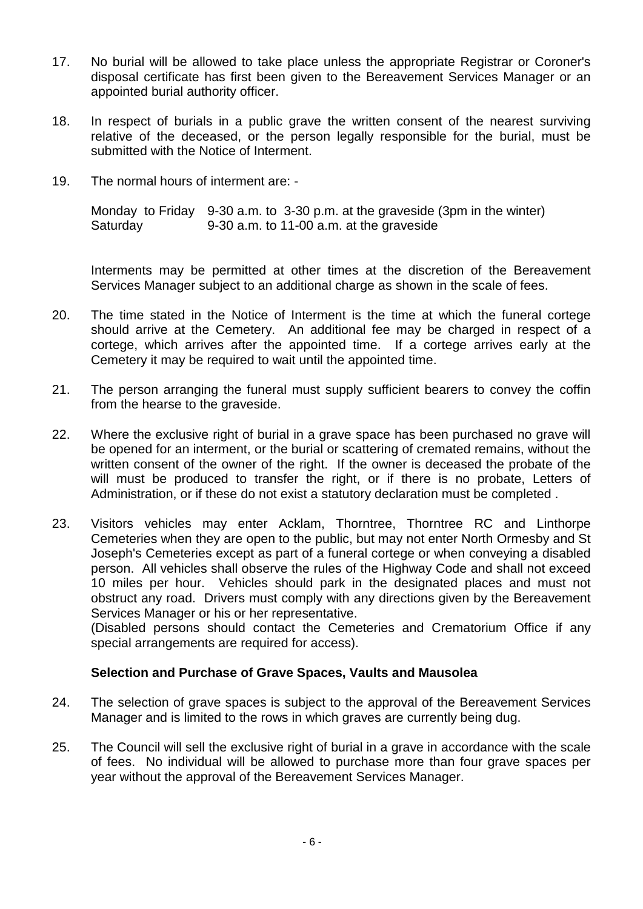17. No burial will be allowed to take place unless the appropriate Registrar or Coroner's disposal certificate has first been given to the Bereavement Services Manager or an appointed burial authority officer.

18. In respect of burials in a public grave the written consent of the nearest surviving relative of the deceased, or the person legally responsible for the burial, must be submitted with the Notice of Interment.

19. The normal hours of interment are: -

    Monday to Friday 9-30 a.m. to 3-30 p.m. at the graveside (3pm in the winter)
    Saturday 9-30 a.m. to 11-00 a.m. at the graveside

    Interments may be permitted at other times at the discretion of the Bereavement Services Manager subject to an additional charge as shown in the scale of fees.

20. The time stated in the Notice of Interment is the time at which the funeral cortege should arrive at the Cemetery. An additional fee may be charged in respect of a cortege, which arrives after the appointed time. If a cortege arrives early at the Cemetery it may be required to wait until the appointed time.

21. The person arranging the funeral must supply sufficient bearers to convey the coffin from the hearse to the graveside.

22. Where the exclusive right of burial in a grave space has been purchased no grave will be opened for an interment, or the burial or scattering of cremated remains, without the written consent of the owner of the right. If the owner is deceased the probate of the will must be produced to transfer the right, or if there is no probate, Letters of Administration, or if these do not exist a statutory declaration must be completed .

23. Visitors vehicles may enter Acklam, Thorntree, Thorntree RC and Linthorpe Cemeteries when they are open to the public, but may not enter North Ormesby and St Joseph's Cemeteries except as part of a funeral cortege or when conveying a disabled person. All vehicles shall observe the rules of the Highway Code and shall not exceed 10 miles per hour. Vehicles should park in the designated places and must not obstruct any road. Drivers must comply with any directions given by the Bereavement Services Manager or his or her representative.
    (Disabled persons should contact the Cemeteries and Crematorium Office if any special arrangements are required for access).

**Selection and Purchase of Grave Spaces, Vaults and Mausolea**

24. The selection of grave spaces is subject to the approval of the Bereavement Services Manager and is limited to the rows in which graves are currently being dug.

25. The Council will sell the exclusive right of burial in a grave in accordance with the scale of fees. No individual will be allowed to purchase more than four grave spaces per year without the approval of the Bereavement Services Manager.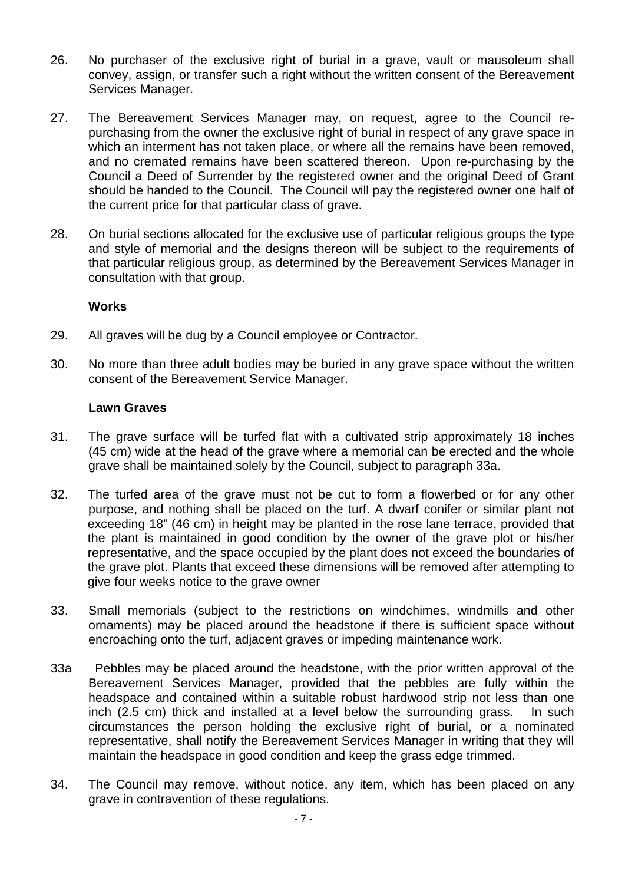26. No purchaser of the exclusive right of burial in a grave, vault or mausoleum shall convey, assign, or transfer such a right without the written consent of the Bereavement Services Manager.

27. The Bereavement Services Manager may, on request, agree to the Council re-purchasing from the owner the exclusive right of burial in respect of any grave space in which an interment has not taken place, or where all the remains have been removed, and no cremated remains have been scattered thereon. Upon re-purchasing by the Council a Deed of Surrender by the registered owner and the original Deed of Grant should be handed to the Council. The Council will pay the registered owner one half of the current price for that particular class of grave.

28. On burial sections allocated for the exclusive use of particular religious groups the type and style of memorial and the designs thereon will be subject to the requirements of that particular religious group, as determined by the Bereavement Services Manager in consultation with that group.

**Works**

29. All graves will be dug by a Council employee or Contractor.

30. No more than three adult bodies may be buried in any grave space without the written consent of the Bereavement Service Manager.

**Lawn Graves**

31. The grave surface will be turfed flat with a cultivated strip approximately 18 inches (45 cm) wide at the head of the grave where a memorial can be erected and the whole grave shall be maintained solely by the Council, subject to paragraph 33a.

32. The turfed area of the grave must not be cut to form a flowerbed or for any other purpose, and nothing shall be placed on the turf. A dwarf conifer or similar plant not exceeding 18" (46 cm) in height may be planted in the rose lane terrace, provided that the plant is maintained in good condition by the owner of the grave plot or his/her representative, and the space occupied by the plant does not exceed the boundaries of the grave plot. Plants that exceed these dimensions will be removed after attempting to give four weeks notice to the grave owner

33. Small memorials (subject to the restrictions on windchimes, windmills and other ornaments) may be placed around the headstone if there is sufficient space without encroaching onto the turf, adjacent graves or impeding maintenance work.

33a Pebbles may be placed around the headstone, with the prior written approval of the Bereavement Services Manager, provided that the pebbles are fully within the headspace and contained within a suitable robust hardwood strip not less than one inch (2.5 cm) thick and installed at a level below the surrounding grass. In such circumstances the person holding the exclusive right of burial, or a nominated representative, shall notify the Bereavement Services Manager in writing that they will maintain the headspace in good condition and keep the grass edge trimmed.

34. The Council may remove, without notice, any item, which has been placed on any grave in contravention of these regulations.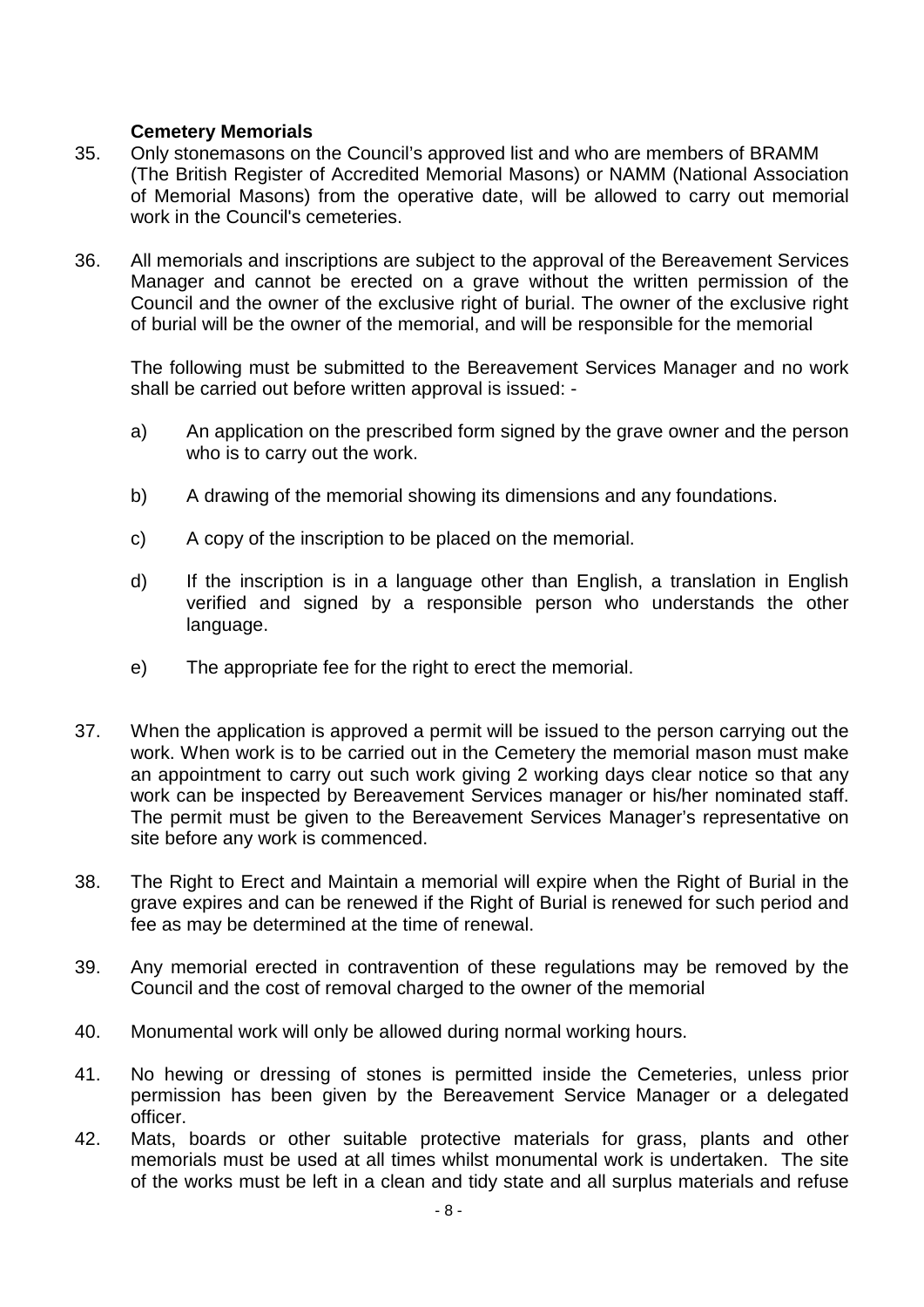**Cemetery Memorials**

35. Only stonemasons on the Council's approved list and who are members of BRAMM (The British Register of Accredited Memorial Masons) or NAMM (National Association of Memorial Masons) from the operative date, will be allowed to carry out memorial work in the Council's cemeteries.

36. All memorials and inscriptions are subject to the approval of the Bereavement Services Manager and cannot be erected on a grave without the written permission of the Council and the owner of the exclusive right of burial. The owner of the exclusive right of burial will be the owner of the memorial, and will be responsible for the memorial

    The following must be submitted to the Bereavement Services Manager and no work shall be carried out before written approval is issued: -

    a) An application on the prescribed form signed by the grave owner and the person who is to carry out the work.

    b) A drawing of the memorial showing its dimensions and any foundations.

    c) A copy of the inscription to be placed on the memorial.

    d) If the inscription is in a language other than English, a translation in English verified and signed by a responsible person who understands the other language.

    e) The appropriate fee for the right to erect the memorial.

37. When the application is approved a permit will be issued to the person carrying out the work. When work is to be carried out in the Cemetery the memorial mason must make an appointment to carry out such work giving 2 working days clear notice so that any work can be inspected by Bereavement Services manager or his/her nominated staff. The permit must be given to the Bereavement Services Manager's representative on site before any work is commenced.

38. The Right to Erect and Maintain a memorial will expire when the Right of Burial in the grave expires and can be renewed if the Right of Burial is renewed for such period and fee as may be determined at the time of renewal.

39. Any memorial erected in contravention of these regulations may be removed by the Council and the cost of removal charged to the owner of the memorial

40. Monumental work will only be allowed during normal working hours.

41. No hewing or dressing of stones is permitted inside the Cemeteries, unless prior permission has been given by the Bereavement Service Manager or a delegated officer.

42. Mats, boards or other suitable protective materials for grass, plants and other memorials must be used at all times whilst monumental work is undertaken. The site of the works must be left in a clean and tidy state and all surplus materials and refuse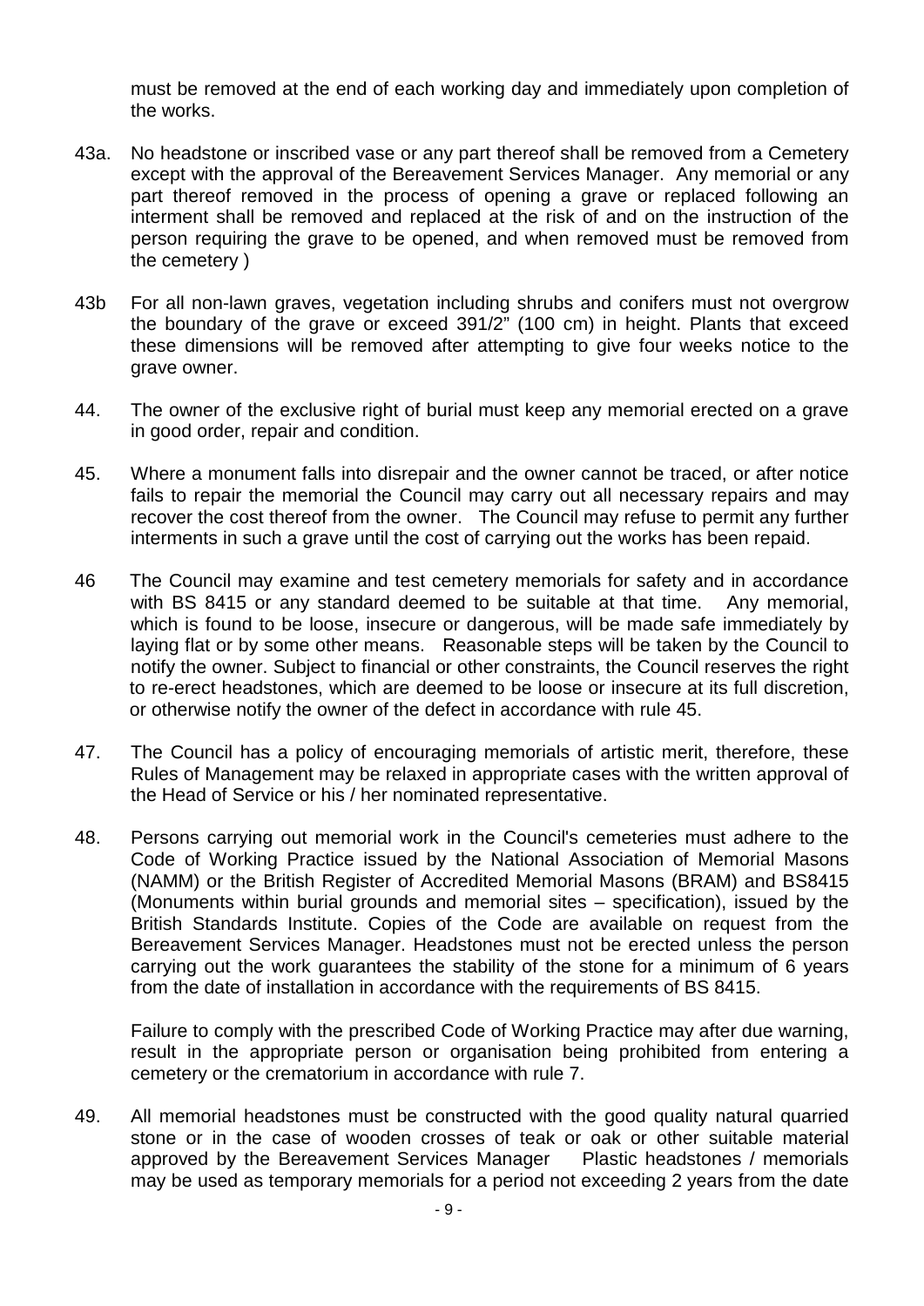must be removed at the end of each working day and immediately upon completion of the works.

43a. No headstone or inscribed vase or any part thereof shall be removed from a Cemetery except with the approval of the Bereavement Services Manager. Any memorial or any part thereof removed in the process of opening a grave or replaced following an interment shall be removed and replaced at the risk of and on the instruction of the person requiring the grave to be opened, and when removed must be removed from the cemetery )

43b For all non-lawn graves, vegetation including shrubs and conifers must not overgrow the boundary of the grave or exceed 391/2" (100 cm) in height. Plants that exceed these dimensions will be removed after attempting to give four weeks notice to the grave owner.

44. The owner of the exclusive right of burial must keep any memorial erected on a grave in good order, repair and condition.

45. Where a monument falls into disrepair and the owner cannot be traced, or after notice fails to repair the memorial the Council may carry out all necessary repairs and may recover the cost thereof from the owner. The Council may refuse to permit any further interments in such a grave until the cost of carrying out the works has been repaid.

46 The Council may examine and test cemetery memorials for safety and in accordance with BS 8415 or any standard deemed to be suitable at that time. Any memorial, which is found to be loose, insecure or dangerous, will be made safe immediately by laying flat or by some other means. Reasonable steps will be taken by the Council to notify the owner. Subject to financial or other constraints, the Council reserves the right to re-erect headstones, which are deemed to be loose or insecure at its full discretion, or otherwise notify the owner of the defect in accordance with rule 45.

47. The Council has a policy of encouraging memorials of artistic merit, therefore, these Rules of Management may be relaxed in appropriate cases with the written approval of the Head of Service or his / her nominated representative.

48. Persons carrying out memorial work in the Council's cemeteries must adhere to the Code of Working Practice issued by the National Association of Memorial Masons (NAMM) or the British Register of Accredited Memorial Masons (BRAM) and BS8415 (Monuments within burial grounds and memorial sites – specification), issued by the British Standards Institute. Copies of the Code are available on request from the Bereavement Services Manager. Headstones must not be erected unless the person carrying out the work guarantees the stability of the stone for a minimum of 6 years from the date of installation in accordance with the requirements of BS 8415.

Failure to comply with the prescribed Code of Working Practice may after due warning, result in the appropriate person or organisation being prohibited from entering a cemetery or the crematorium in accordance with rule 7.

49. All memorial headstones must be constructed with the good quality natural quarried stone or in the case of wooden crosses of teak or oak or other suitable material approved by the Bereavement Services Manager Plastic headstones / memorials may be used as temporary memorials for a period not exceeding 2 years from the date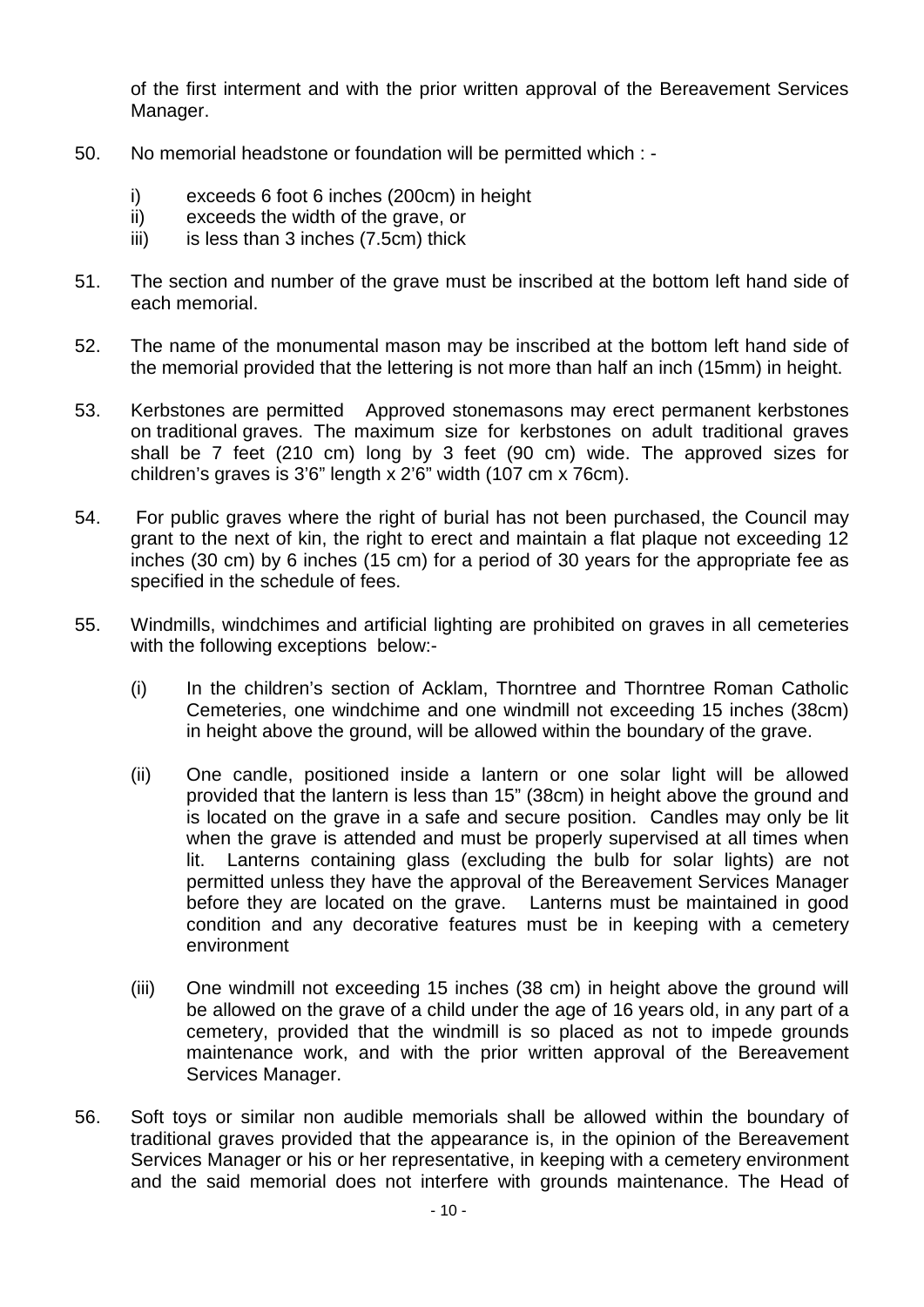of the first interment and with the prior written approval of the Bereavement Services Manager.

50. No memorial headstone or foundation will be permitted which : -

    i) exceeds 6 foot 6 inches (200cm) in height
    ii) exceeds the width of the grave, or
    iii) is less than 3 inches (7.5cm) thick

51. The section and number of the grave must be inscribed at the bottom left hand side of each memorial.

52. The name of the monumental mason may be inscribed at the bottom left hand side of the memorial provided that the lettering is not more than half an inch (15mm) in height.

53. Kerbstones are permitted Approved stonemasons may erect permanent kerbstones on traditional graves. The maximum size for kerbstones on adult traditional graves shall be 7 feet (210 cm) long by 3 feet (90 cm) wide. The approved sizes for children's graves is 3'6" length x 2'6" width (107 cm x 76cm).

54. For public graves where the right of burial has not been purchased, the Council may grant to the next of kin, the right to erect and maintain a flat plaque not exceeding 12 inches (30 cm) by 6 inches (15 cm) for a period of 30 years for the appropriate fee as specified in the schedule of fees.

55. Windmills, windchimes and artificial lighting are prohibited on graves in all cemeteries with the following exceptions below:-

    (i) In the children's section of Acklam, Thorntree and Thorntree Roman Catholic Cemeteries, one windchime and one windmill not exceeding 15 inches (38cm) in height above the ground, will be allowed within the boundary of the grave.

    (ii) One candle, positioned inside a lantern or one solar light will be allowed provided that the lantern is less than 15" (38cm) in height above the ground and is located on the grave in a safe and secure position. Candles may only be lit when the grave is attended and must be properly supervised at all times when lit. Lanterns containing glass (excluding the bulb for solar lights) are not permitted unless they have the approval of the Bereavement Services Manager before they are located on the grave. Lanterns must be maintained in good condition and any decorative features must be in keeping with a cemetery environment

    (iii) One windmill not exceeding 15 inches (38 cm) in height above the ground will be allowed on the grave of a child under the age of 16 years old, in any part of a cemetery, provided that the windmill is so placed as not to impede grounds maintenance work, and with the prior written approval of the Bereavement Services Manager.

56. Soft toys or similar non audible memorials shall be allowed within the boundary of traditional graves provided that the appearance is, in the opinion of the Bereavement Services Manager or his or her representative, in keeping with a cemetery environment and the said memorial does not interfere with grounds maintenance. The Head of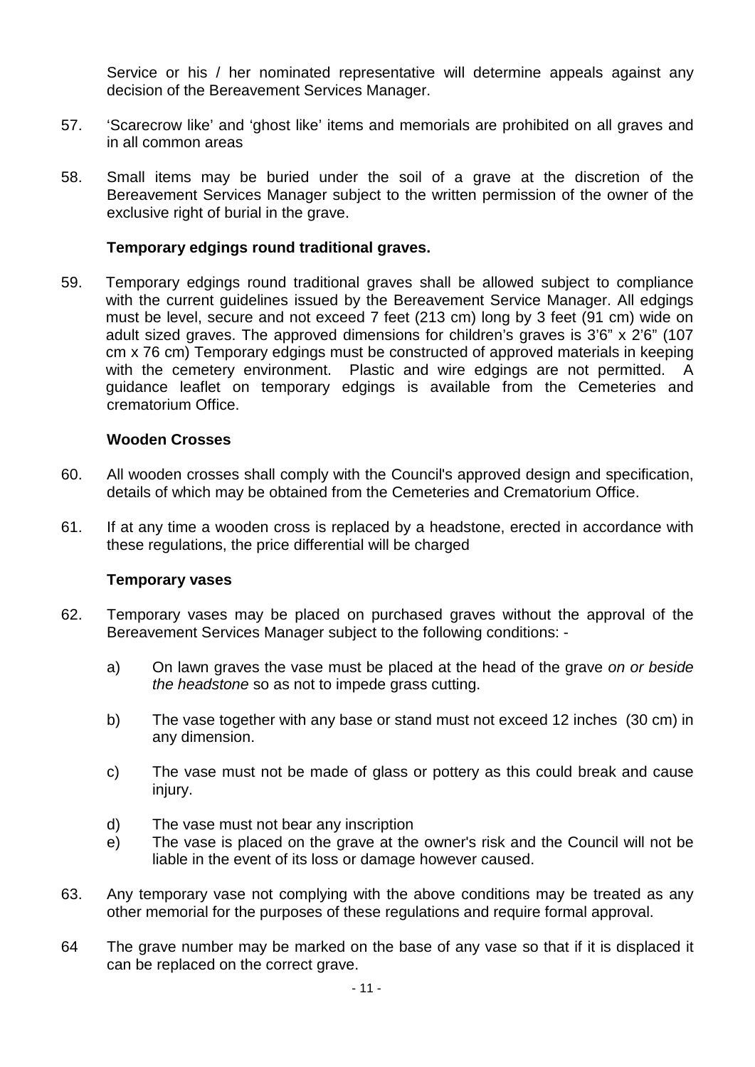Service or his / her nominated representative will determine appeals against any decision of the Bereavement Services Manager.

57. 'Scarecrow like' and 'ghost like' items and memorials are prohibited on all graves and in all common areas

58. Small items may be buried under the soil of a grave at the discretion of the Bereavement Services Manager subject to the written permission of the owner of the exclusive right of burial in the grave.

**Temporary edgings round traditional graves.**

59. Temporary edgings round traditional graves shall be allowed subject to compliance with the current guidelines issued by the Bereavement Service Manager. All edgings must be level, secure and not exceed 7 feet (213 cm) long by 3 feet (91 cm) wide on adult sized graves. The approved dimensions for children's graves is 3'6" x 2'6" (107 cm x 76 cm) Temporary edgings must be constructed of approved materials in keeping with the cemetery environment. Plastic and wire edgings are not permitted. A guidance leaflet on temporary edgings is available from the Cemeteries and crematorium Office.

**Wooden Crosses**

60. All wooden crosses shall comply with the Council's approved design and specification, details of which may be obtained from the Cemeteries and Crematorium Office.

61. If at any time a wooden cross is replaced by a headstone, erected in accordance with these regulations, the price differential will be charged

**Temporary vases**

62. Temporary vases may be placed on purchased graves without the approval of the Bereavement Services Manager subject to the following conditions: -

    a) On lawn graves the vase must be placed at the head of the grave *on or beside the headstone* so as not to impede grass cutting.

    b) The vase together with any base or stand must not exceed 12 inches (30 cm) in any dimension.

    c) The vase must not be made of glass or pottery as this could break and cause injury.

    d) The vase must not bear any inscription

    e) The vase is placed on the grave at the owner's risk and the Council will not be liable in the event of its loss or damage however caused.

63. Any temporary vase not complying with the above conditions may be treated as any other memorial for the purposes of these regulations and require formal approval.

64 The grave number may be marked on the base of any vase so that if it is displaced it can be replaced on the correct grave.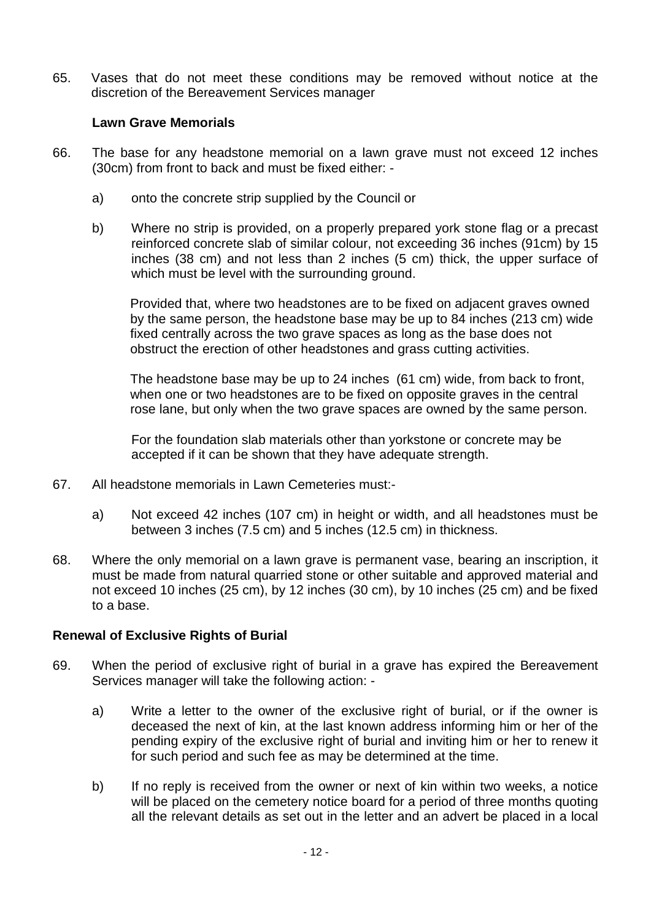65. Vases that do not meet these conditions may be removed without notice at the discretion of the Bereavement Services manager

**Lawn Grave Memorials**

66. The base for any headstone memorial on a lawn grave must not exceed 12 inches (30cm) from front to back and must be fixed either: -

    a) onto the concrete strip supplied by the Council or

    b) Where no strip is provided, on a properly prepared york stone flag or a precast reinforced concrete slab of similar colour, not exceeding 36 inches (91cm) by 15 inches (38 cm) and not less than 2 inches (5 cm) thick, the upper surface of which must be level with the surrounding ground.

    Provided that, where two headstones are to be fixed on adjacent graves owned by the same person, the headstone base may be up to 84 inches (213 cm) wide fixed centrally across the two grave spaces as long as the base does not obstruct the erection of other headstones and grass cutting activities.

    The headstone base may be up to 24 inches (61 cm) wide, from back to front, when one or two headstones are to be fixed on opposite graves in the central rose lane, but only when the two grave spaces are owned by the same person.

    For the foundation slab materials other than yorkstone or concrete may be accepted if it can be shown that they have adequate strength.

67. All headstone memorials in Lawn Cemeteries must:-

    a) Not exceed 42 inches (107 cm) in height or width, and all headstones must be between 3 inches (7.5 cm) and 5 inches (12.5 cm) in thickness.

68. Where the only memorial on a lawn grave is permanent vase, bearing an inscription, it must be made from natural quarried stone or other suitable and approved material and not exceed 10 inches (25 cm), by 12 inches (30 cm), by 10 inches (25 cm) and be fixed to a base.

**Renewal of Exclusive Rights of Burial**

69. When the period of exclusive right of burial in a grave has expired the Bereavement Services manager will take the following action: -

    a) Write a letter to the owner of the exclusive right of burial, or if the owner is deceased the next of kin, at the last known address informing him or her of the pending expiry of the exclusive right of burial and inviting him or her to renew it for such period and such fee as may be determined at the time.

    b) If no reply is received from the owner or next of kin within two weeks, a notice will be placed on the cemetery notice board for a period of three months quoting all the relevant details as set out in the letter and an advert be placed in a local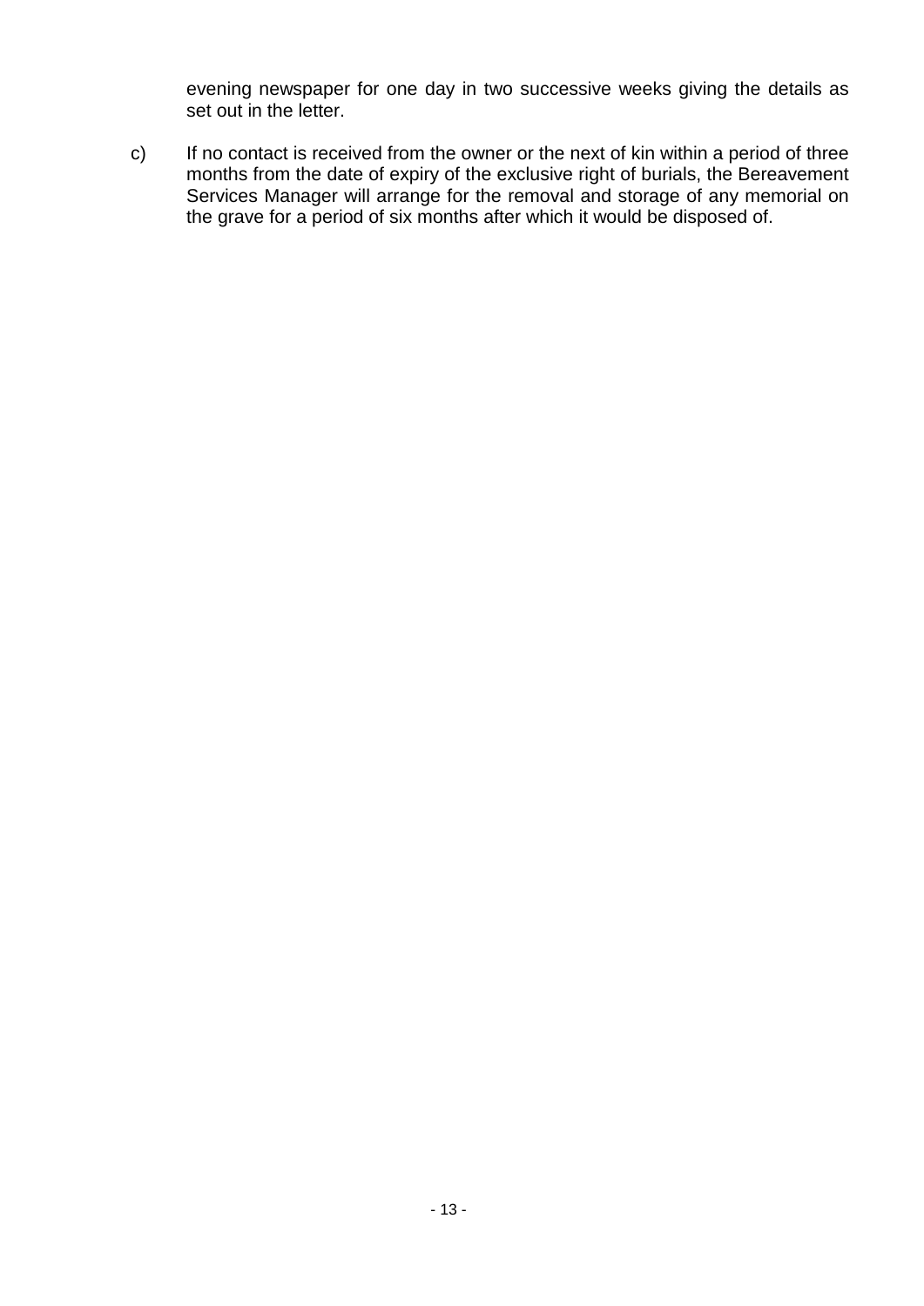evening newspaper for one day in two successive weeks giving the details as set out in the letter.

c) If no contact is received from the owner or the next of kin within a period of three months from the date of expiry of the exclusive right of burials, the Bereavement Services Manager will arrange for the removal and storage of any memorial on the grave for a period of six months after which it would be disposed of.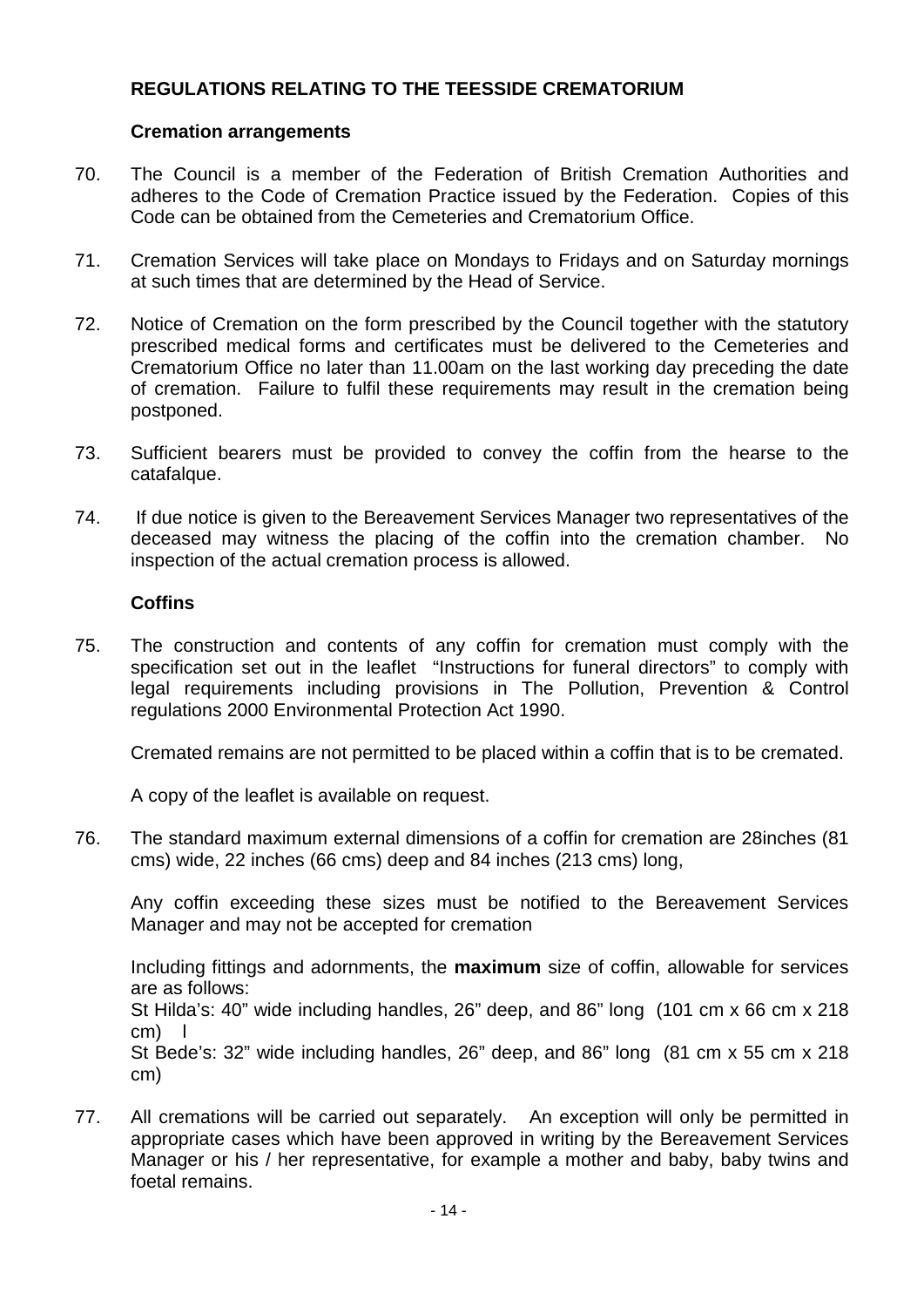# REGULATIONS RELATING TO THE TEESSIDE CREMATORIUM

## Cremation arrangements

70. The Council is a member of the Federation of British Cremation Authorities and adheres to the Code of Cremation Practice issued by the Federation. Copies of this Code can be obtained from the Cemeteries and Crematorium Office.

71. Cremation Services will take place on Mondays to Fridays and on Saturday mornings at such times that are determined by the Head of Service.

72. Notice of Cremation on the form prescribed by the Council together with the statutory prescribed medical forms and certificates must be delivered to the Cemeteries and Crematorium Office no later than 11.00am on the last working day preceding the date of cremation. Failure to fulfil these requirements may result in the cremation being postponed.

73. Sufficient bearers must be provided to convey the coffin from the hearse to the catafalque.

74. If due notice is given to the Bereavement Services Manager two representatives of the deceased may witness the placing of the coffin into the cremation chamber. No inspection of the actual cremation process is allowed.

## Coffins

75. The construction and contents of any coffin for cremation must comply with the specification set out in the leaflet "Instructions for funeral directors" to comply with legal requirements including provisions in The Pollution, Prevention & Control regulations 2000 Environmental Protection Act 1990.

    Cremated remains are not permitted to be placed within a coffin that is to be cremated.

    A copy of the leaflet is available on request.

76. The standard maximum external dimensions of a coffin for cremation are 28inches (81 cms) wide, 22 inches (66 cms) deep and 84 inches (213 cms) long,

    Any coffin exceeding these sizes must be notified to the Bereavement Services Manager and may not be accepted for cremation

    Including fittings and adornments, the **maximum** size of coffin, allowable for services are as follows:
    St Hilda's: 40" wide including handles, 26" deep, and 86" long (101 cm x 66 cm x 218 cm) l
    St Bede's: 32" wide including handles, 26" deep, and 86" long (81 cm x 55 cm x 218 cm)

77. All cremations will be carried out separately. An exception will only be permitted in appropriate cases which have been approved in writing by the Bereavement Services Manager or his / her representative, for example a mother and baby, baby twins and foetal remains.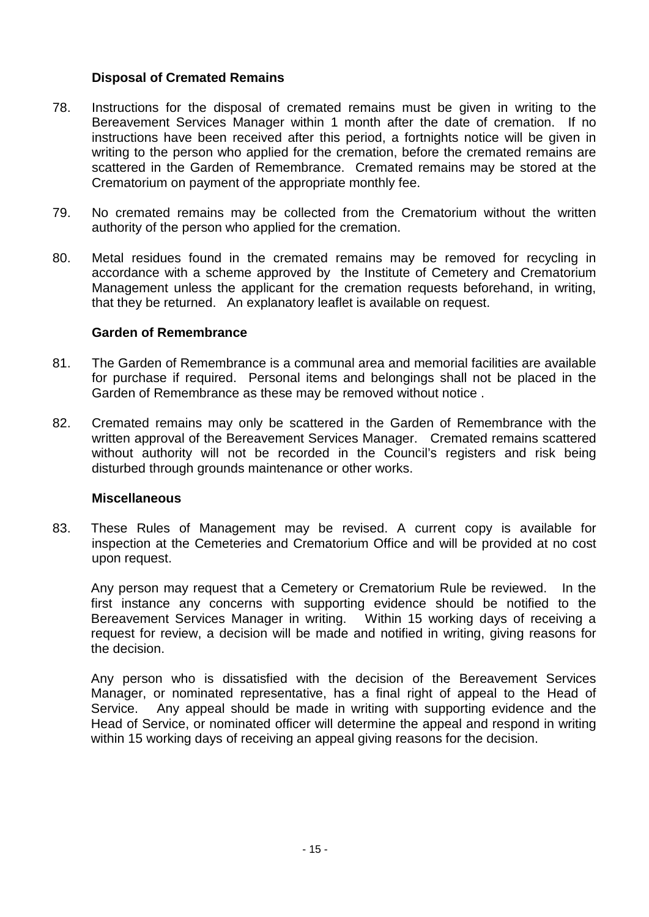### Disposal of Cremated Remains

78. Instructions for the disposal of cremated remains must be given in writing to the Bereavement Services Manager within 1 month after the date of cremation. If no instructions have been received after this period, a fortnights notice will be given in writing to the person who applied for the cremation, before the cremated remains are scattered in the Garden of Remembrance. Cremated remains may be stored at the Crematorium on payment of the appropriate monthly fee.

79. No cremated remains may be collected from the Crematorium without the written authority of the person who applied for the cremation.

80. Metal residues found in the cremated remains may be removed for recycling in accordance with a scheme approved by the Institute of Cemetery and Crematorium Management unless the applicant for the cremation requests beforehand, in writing, that they be returned. An explanatory leaflet is available on request.

### Garden of Remembrance

81. The Garden of Remembrance is a communal area and memorial facilities are available for purchase if required. Personal items and belongings shall not be placed in the Garden of Remembrance as these may be removed without notice .

82. Cremated remains may only be scattered in the Garden of Remembrance with the written approval of the Bereavement Services Manager. Cremated remains scattered without authority will not be recorded in the Council's registers and risk being disturbed through grounds maintenance or other works.

### Miscellaneous

83. These Rules of Management may be revised. A current copy is available for inspection at the Cemeteries and Crematorium Office and will be provided at no cost upon request.

    Any person may request that a Cemetery or Crematorium Rule be reviewed. In the first instance any concerns with supporting evidence should be notified to the Bereavement Services Manager in writing. Within 15 working days of receiving a request for review, a decision will be made and notified in writing, giving reasons for the decision.

    Any person who is dissatisfied with the decision of the Bereavement Services Manager, or nominated representative, has a final right of appeal to the Head of Service. Any appeal should be made in writing with supporting evidence and the Head of Service, or nominated officer will determine the appeal and respond in writing within 15 working days of receiving an appeal giving reasons for the decision.